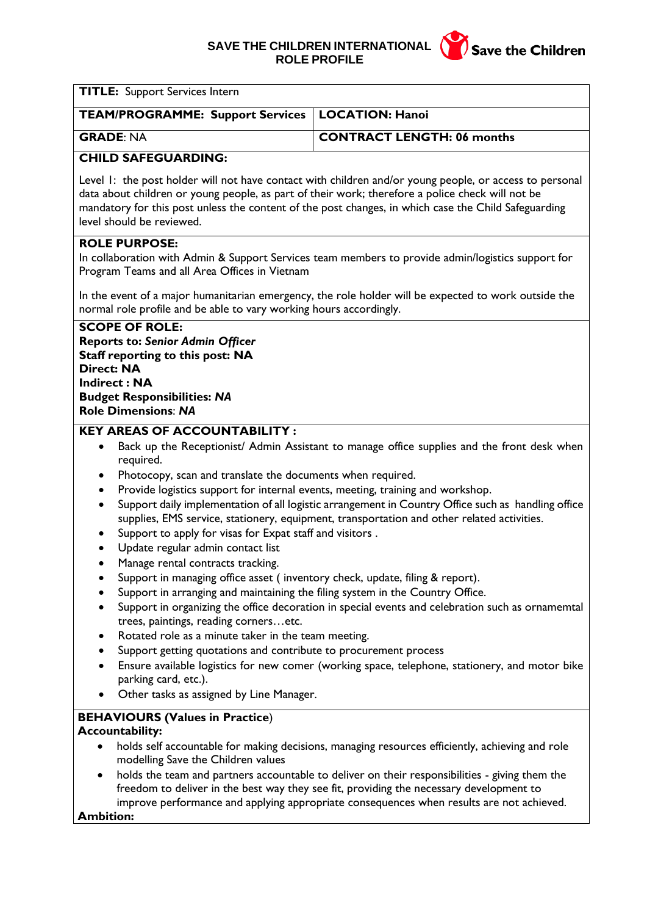**SAVE THE CHILDREN INTERNATIONAL**
**ROLE PROFILE**

Save the Children

| **TITLE:** Support Services Intern | |
|---|---|
| **TEAM/PROGRAMME: Support Services** | **LOCATION: Hanoi** |
| **GRADE**: NA | **CONTRACT LENGTH: 06 months** |

**CHILD SAFEGUARDING:**

Level 1: the post holder will not have contact with children and/or young people, or access to personal data about children or young people, as part of their work; therefore a police check will not be mandatory for this post unless the content of the post changes, in which case the Child Safeguarding level should be reviewed.

**ROLE PURPOSE:**

In collaboration with Admin & Support Services team members to provide admin/logistics support for Program Teams and all Area Offices in Vietnam

In the event of a major humanitarian emergency, the role holder will be expected to work outside the normal role profile and be able to vary working hours accordingly.

**SCOPE OF ROLE:**
**Reports to: *Senior Admin Officer***
**Staff reporting to this post: NA**
**Direct: NA**
**Indirect : NA**
**Budget Responsibilities: *NA***
**Role Dimensions**: ***NA***

**KEY AREAS OF ACCOUNTABILITY :**

- Back up the Receptionist/ Admin Assistant to manage office supplies and the front desk when required.
- Photocopy, scan and translate the documents when required.
- Provide logistics support for internal events, meeting, training and workshop.
- Support daily implementation of all logistic arrangement in Country Office such as handling office supplies, EMS service, stationery, equipment, transportation and other related activities.
- Support to apply for visas for Expat staff and visitors .
- Update regular admin contact list
- Manage rental contracts tracking.
- Support in managing office asset ( inventory check, update, filing & report).
- Support in arranging and maintaining the filing system in the Country Office.
- Support in organizing the office decoration in special events and celebration such as ornamemtal trees, paintings, reading corners…etc.
- Rotated role as a minute taker in the team meeting.
- Support getting quotations and contribute to procurement process
- Ensure available logistics for new comer (working space, telephone, stationery, and motor bike parking card, etc.).
- Other tasks as assigned by Line Manager.

**BEHAVIOURS (Values in Practice)**
**Accountability:**

- holds self accountable for making decisions, managing resources efficiently, achieving and role modelling Save the Children values
- holds the team and partners accountable to deliver on their responsibilities - giving them the freedom to deliver in the best way they see fit, providing the necessary development to improve performance and applying appropriate consequences when results are not achieved.

**Ambition:**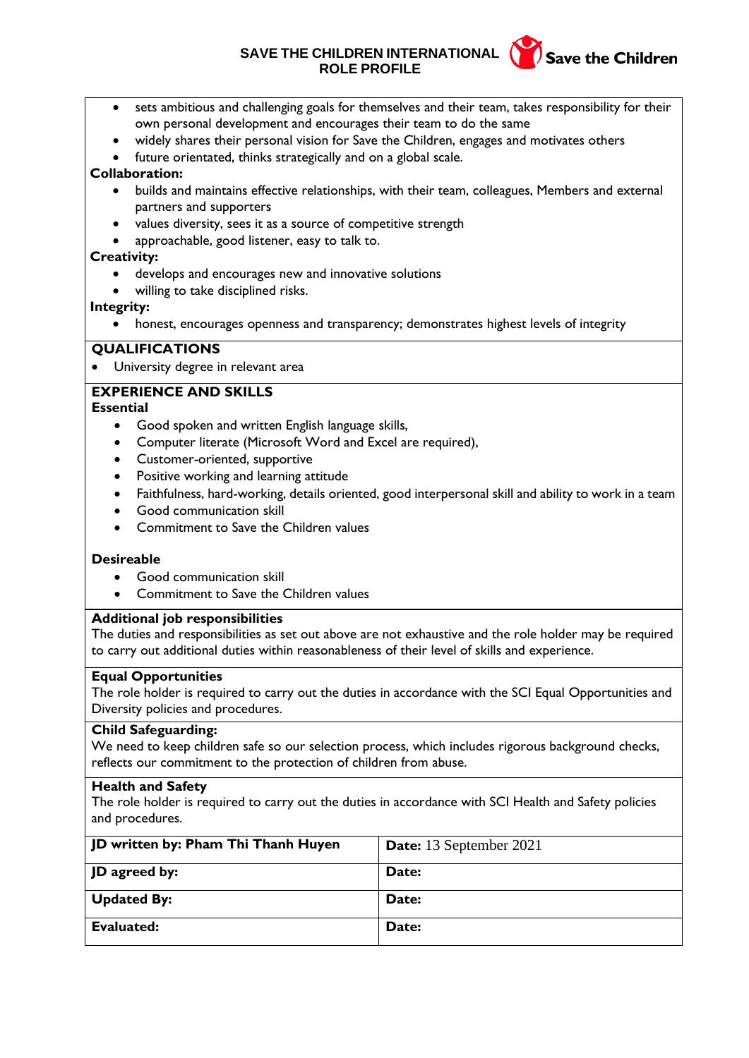- sets ambitious and challenging goals for themselves and their team, takes responsibility for their own personal development and encourages their team to do the same
- widely shares their personal vision for Save the Children, engages and motivates others
- future orientated, thinks strategically and on a global scale.

**Collaboration:**

- builds and maintains effective relationships, with their team, colleagues, Members and external partners and supporters
- values diversity, sees it as a source of competitive strength
- approachable, good listener, easy to talk to.

**Creativity:**

- develops and encourages new and innovative solutions
- willing to take disciplined risks.

**Integrity:**

- honest, encourages openness and transparency; demonstrates highest levels of integrity

## QUALIFICATIONS

- University degree in relevant area

## EXPERIENCE AND SKILLS

**Essential**

- Good spoken and written English language skills,
- Computer literate (Microsoft Word and Excel are required),
- Customer-oriented, supportive
- Positive working and learning attitude
- Faithfulness, hard-working, details oriented, good interpersonal skill and ability to work in a team
- Good communication skill
- Commitment to Save the Children values

**Desireable**

- Good communication skill
- Commitment to Save the Children values

**Additional job responsibilities**

The duties and responsibilities as set out above are not exhaustive and the role holder may be required to carry out additional duties within reasonableness of their level of skills and experience.

**Equal Opportunities**

The role holder is required to carry out the duties in accordance with the SCI Equal Opportunities and Diversity policies and procedures.

**Child Safeguarding:**

We need to keep children safe so our selection process, which includes rigorous background checks, reflects our commitment to the protection of children from abuse.

**Health and Safety**

The role holder is required to carry out the duties in accordance with SCI Health and Safety policies and procedures.

| | |
|---|---|
| **JD written by: Pham Thi Thanh Huyen** | **Date:** 13 September 2021 |
| **JD agreed by:** | **Date:** |
| **Updated By:** | **Date:** |
| **Evaluated:** | **Date:** |